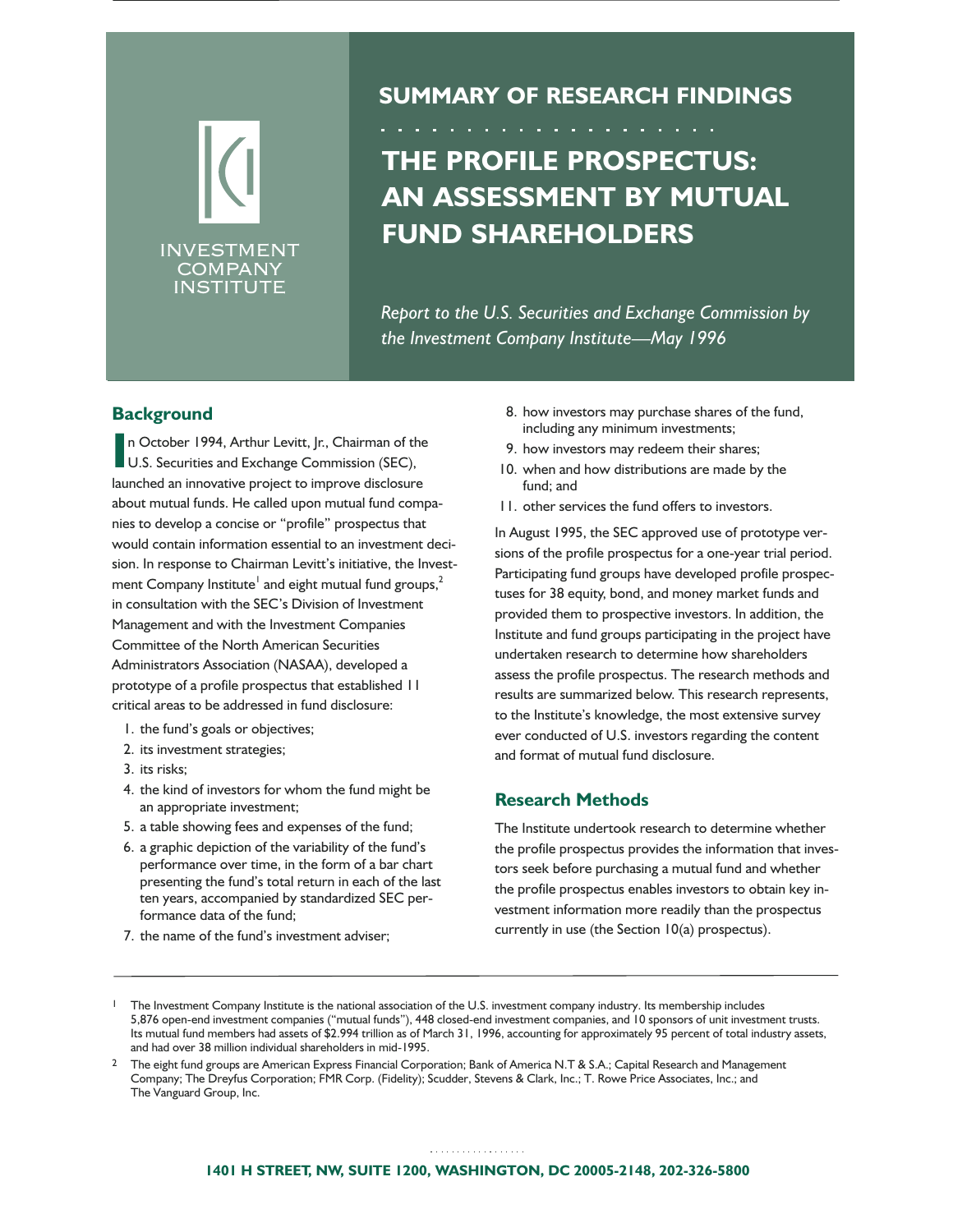INVESTMENT COMPANY INSTITUTE

# SUMMARY OF RESEARCH FINDINGS

# THE PROFILE PROSPECTUS: AN ASSESSMENT BY MUTUAL FUND SHAREHOLDERS

*Report to the U.S. Securities and Exchange Commission by the Investment Company Institute—May 1996*

## Background

In October 1994, Arthur Levitt, Jr., Chairman of the U.S. Securities and Exchange Commission (SEC), launched an innovative project to improve disclosure about mutual funds. He called upon mutual fund companies to develop a concise or "profile" prospectus that would contain information essential to an investment decision. In response to Chairman Levitt's initiative, the Investment Company Institute[1] and eight mutual fund groups,[2] in consultation with the SEC's Division of Investment Management and with the Investment Companies Committee of the North American Securities Administrators Association (NASAA), developed a prototype of a profile prospectus that established 11 critical areas to be addressed in fund disclosure:

1. the fund's goals or objectives;
2. its investment strategies;
3. its risks;
4. the kind of investors for whom the fund might be an appropriate investment;
5. a table showing fees and expenses of the fund;
6. a graphic depiction of the variability of the fund's performance over time, in the form of a bar chart presenting the fund's total return in each of the last ten years, accompanied by standardized SEC performance data of the fund;
7. the name of the fund's investment adviser;
8. how investors may purchase shares of the fund, including any minimum investments;
9. how investors may redeem their shares;
10. when and how distributions are made by the fund; and
11. other services the fund offers to investors.

In August 1995, the SEC approved use of prototype versions of the profile prospectus for a one-year trial period. Participating fund groups have developed profile prospectuses for 38 equity, bond, and money market funds and provided them to prospective investors. In addition, the Institute and fund groups participating in the project have undertaken research to determine how shareholders assess the profile prospectus. The research methods and results are summarized below. This research represents, to the Institute's knowledge, the most extensive survey ever conducted of U.S. investors regarding the content and format of mutual fund disclosure.

## Research Methods

The Institute undertook research to determine whether the profile prospectus provides the information that investors seek before purchasing a mutual fund and whether the profile prospectus enables investors to obtain key investment information more readily than the prospectus currently in use (the Section 10(a) prospectus).

---

[1] The Investment Company Institute is the national association of the U.S. investment company industry. Its membership includes 5,876 open-end investment companies ("mutual funds"), 448 closed-end investment companies, and 10 sponsors of unit investment trusts. Its mutual fund members had assets of $2.994 trillion as of March 31, 1996, accounting for approximately 95 percent of total industry assets, and had over 38 million individual shareholders in mid-1995.

[2] The eight fund groups are American Express Financial Corporation; Bank of America N.T & S.A.; Capital Research and Management Company; The Dreyfus Corporation; FMR Corp. (Fidelity); Scudder, Stevens & Clark, Inc.; T. Rowe Price Associates, Inc.; and The Vanguard Group, Inc.

**1401 H STREET, NW, SUITE 1200, WASHINGTON, DC 20005-2148, 202-326-5800**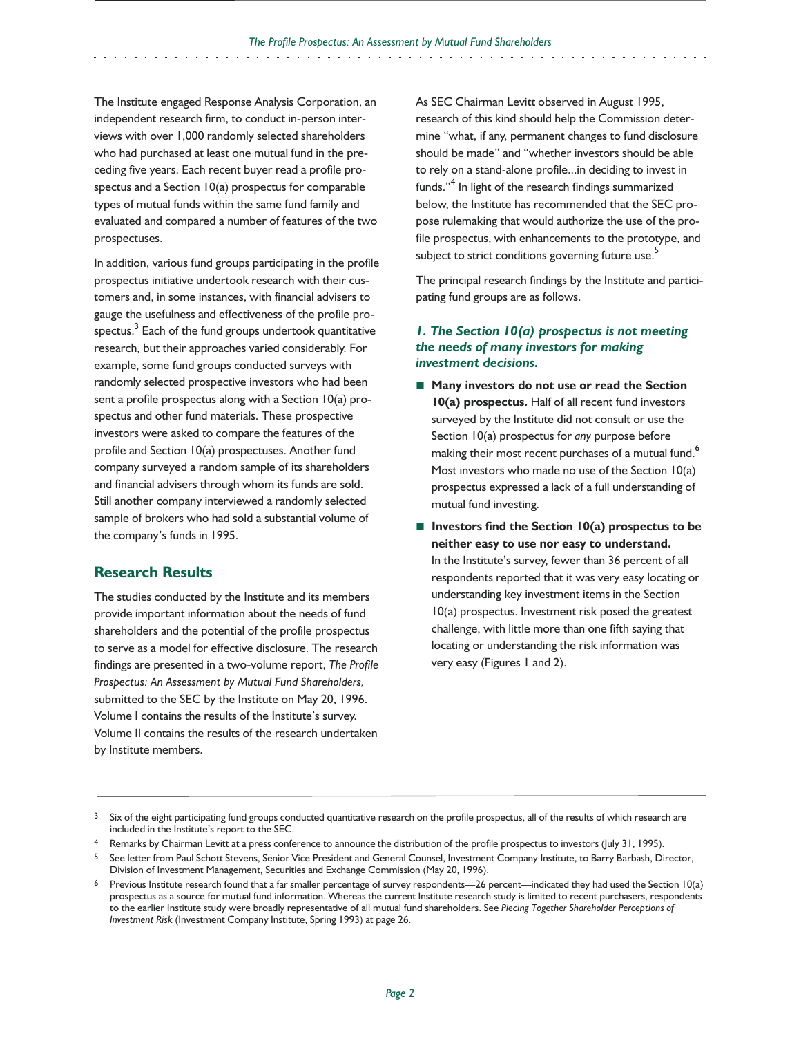The Institute engaged Response Analysis Corporation, an independent research firm, to conduct in-person interviews with over 1,000 randomly selected shareholders who had purchased at least one mutual fund in the preceding five years. Each recent buyer read a profile prospectus and a Section 10(a) prospectus for comparable types of mutual funds within the same fund family and evaluated and compared a number of features of the two prospectuses.

In addition, various fund groups participating in the profile prospectus initiative undertook research with their customers and, in some instances, with financial advisers to gauge the usefulness and effectiveness of the profile prospectus.[3] Each of the fund groups undertook quantitative research, but their approaches varied considerably. For example, some fund groups conducted surveys with randomly selected prospective investors who had been sent a profile prospectus along with a Section 10(a) prospectus and other fund materials. These prospective investors were asked to compare the features of the profile and Section 10(a) prospectuses. Another fund company surveyed a random sample of its shareholders and financial advisers through whom its funds are sold. Still another company interviewed a randomly selected sample of brokers who had sold a substantial volume of the company's funds in 1995.

## Research Results

The studies conducted by the Institute and its members provide important information about the needs of fund shareholders and the potential of the profile prospectus to serve as a model for effective disclosure. The research findings are presented in a two-volume report, *The Profile Prospectus: An Assessment by Mutual Fund Shareholders,* submitted to the SEC by the Institute on May 20, 1996. Volume I contains the results of the Institute's survey. Volume II contains the results of the research undertaken by Institute members.

As SEC Chairman Levitt observed in August 1995, research of this kind should help the Commission determine "what, if any, permanent changes to fund disclosure should be made" and "whether investors should be able to rely on a stand-alone profile...in deciding to invest in funds."[4] In light of the research findings summarized below, the Institute has recommended that the SEC propose rulemaking that would authorize the use of the profile prospectus, with enhancements to the prototype, and subject to strict conditions governing future use.[5]

The principal research findings by the Institute and participating fund groups are as follows.

### *1. The Section 10(a) prospectus is not meeting the needs of many investors for making investment decisions.*

- **Many investors do not use or read the Section 10(a) prospectus.** Half of all recent fund investors surveyed by the Institute did not consult or use the Section 10(a) prospectus for *any* purpose before making their most recent purchases of a mutual fund.[6] Most investors who made no use of the Section 10(a) prospectus expressed a lack of a full understanding of mutual fund investing.
- **Investors find the Section 10(a) prospectus to be neither easy to use nor easy to understand.** In the Institute's survey, fewer than 36 percent of all respondents reported that it was very easy locating or understanding key investment items in the Section 10(a) prospectus. Investment risk posed the greatest challenge, with little more than one fifth saying that locating or understanding the risk information was very easy (Figures 1 and 2).

---

[3] Six of the eight participating fund groups conducted quantitative research on the profile prospectus, all of the results of which research are included in the Institute's report to the SEC.

[4] Remarks by Chairman Levitt at a press conference to announce the distribution of the profile prospectus to investors (July 31, 1995).

[5] See letter from Paul Schott Stevens, Senior Vice President and General Counsel, Investment Company Institute, to Barry Barbash, Director, Division of Investment Management, Securities and Exchange Commission (May 20, 1996).

[6] Previous Institute research found that a far smaller percentage of survey respondents—26 percent—indicated they had used the Section 10(a) prospectus as a source for mutual fund information. Whereas the current Institute research study is limited to recent purchasers, respondents to the earlier Institute study were broadly representative of all mutual fund shareholders. See *Piecing Together Shareholder Perceptions of Investment Risk* (Investment Company Institute, Spring 1993) at page 26.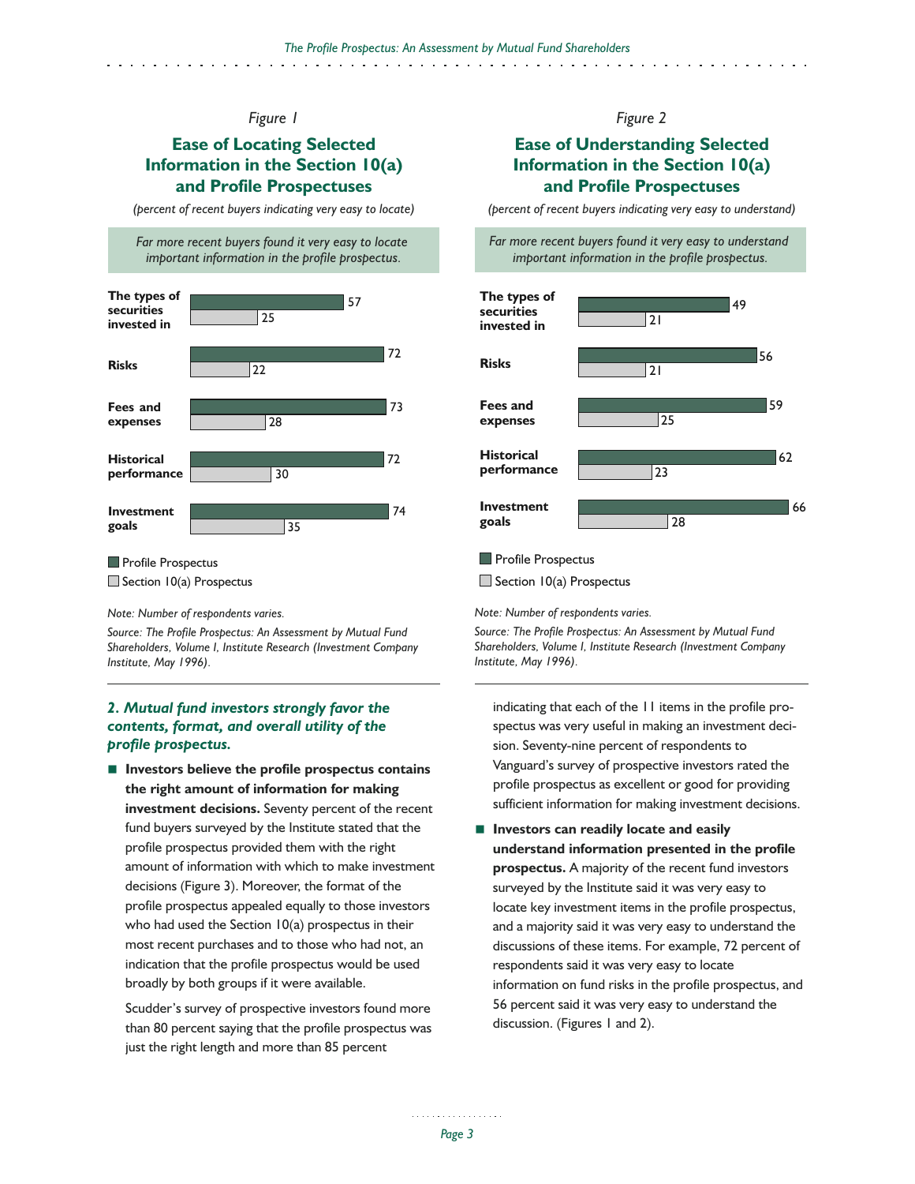*Figure 1*

### Ease of Locating Selected Information in the Section 10(a) and Profile Prospectuses

*(percent of recent buyers indicating very easy to locate)*

*Far more recent buyers found it very easy to locate important information in the profile prospectus.*

| | Profile Prospectus | Section 10(a) Prospectus |
|---|---|---|
| The types of securities invested in | 57 | 25 |
| Risks | 72 | 22 |
| Fees and expenses | 73 | 28 |
| Historical performance | 72 | 30 |
| Investment goals | 74 | 35 |

*Note: Number of respondents varies.*

*Source: The Profile Prospectus: An Assessment by Mutual Fund Shareholders, Volume I, Institute Research (Investment Company Institute, May 1996).*

*Figure 2*

### Ease of Understanding Selected Information in the Section 10(a) and Profile Prospectuses

*(percent of recent buyers indicating very easy to understand)*

*Far more recent buyers found it very easy to understand important information in the profile prospectus.*

| | Profile Prospectus | Section 10(a) Prospectus |
|---|---|---|
| The types of securities invested in | 49 | 21 |
| Risks | 56 | 21 |
| Fees and expenses | 59 | 25 |
| Historical performance | 62 | 23 |
| Investment goals | 66 | 28 |

*Note: Number of respondents varies.*

*Source: The Profile Prospectus: An Assessment by Mutual Fund Shareholders, Volume I, Institute Research (Investment Company Institute, May 1996).*

### *2. Mutual fund investors strongly favor the contents, format, and overall utility of the profile prospectus.*

- **Investors believe the profile prospectus contains the right amount of information for making investment decisions.** Seventy percent of the recent fund buyers surveyed by the Institute stated that the profile prospectus provided them with the right amount of information with which to make investment decisions (Figure 3). Moreover, the format of the profile prospectus appealed equally to those investors who had used the Section 10(a) prospectus in their most recent purchases and to those who had not, an indication that the profile prospectus would be used broadly by both groups if it were available.

  Scudder's survey of prospective investors found more than 80 percent saying that the profile prospectus was just the right length and more than 85 percent indicating that each of the 11 items in the profile prospectus was very useful in making an investment decision. Seventy-nine percent of respondents to Vanguard's survey of prospective investors rated the profile prospectus as excellent or good for providing sufficient information for making investment decisions.

- **Investors can readily locate and easily understand information presented in the profile prospectus.** A majority of the recent fund investors surveyed by the Institute said it was very easy to locate key investment items in the profile prospectus, and a majority said it was very easy to understand the discussions of these items. For example, 72 percent of respondents said it was very easy to locate information on fund risks in the profile prospectus, and 56 percent said it was very easy to understand the discussion. (Figures 1 and 2).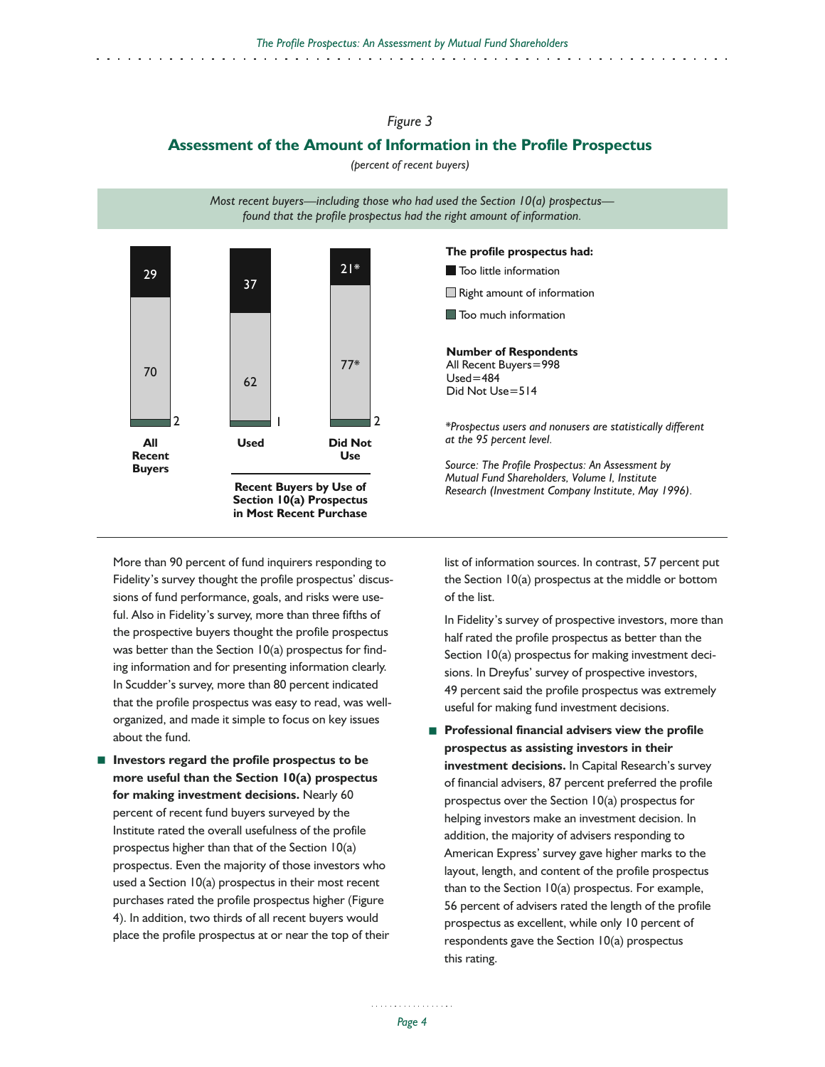*Figure 3*

## Assessment of the Amount of Information in the Profile Prospectus

*(percent of recent buyers)*

*Most recent buyers—including those who had used the Section 10(a) prospectus—found that the profile prospectus had the right amount of information.*

| The profile prospectus had: | All Recent Buyers | Used | Did Not Use |
|---|---|---|---|
| Too little information | 29 | 37 | 21* |
| Right amount of information | 70 | 62 | 77* |
| Too much information | 2 | 1 | 2 |

Used / Did Not Use: Recent Buyers by Use of Section 10(a) Prospectus in Most Recent Purchase

**Number of Respondents**
All Recent Buyers=998
Used=484
Did Not Use=514

*\*Prospectus users and nonusers are statistically different at the 95 percent level.*

*Source: The Profile Prospectus: An Assessment by Mutual Fund Shareholders, Volume I, Institute Research (Investment Company Institute, May 1996).*

More than 90 percent of fund inquirers responding to Fidelity's survey thought the profile prospectus' discussions of fund performance, goals, and risks were useful. Also in Fidelity's survey, more than three fifths of the prospective buyers thought the profile prospectus was better than the Section 10(a) prospectus for finding information and for presenting information clearly. In Scudder's survey, more than 80 percent indicated that the profile prospectus was easy to read, was well-organized, and made it simple to focus on key issues about the fund.

- **Investors regard the profile prospectus to be more useful than the Section 10(a) prospectus for making investment decisions.** Nearly 60 percent of recent fund buyers surveyed by the Institute rated the overall usefulness of the profile prospectus higher than that of the Section 10(a) prospectus. Even the majority of those investors who used a Section 10(a) prospectus in their most recent purchases rated the profile prospectus higher (Figure 4). In addition, two thirds of all recent buyers would place the profile prospectus at or near the top of their list of information sources. In contrast, 57 percent put the Section 10(a) prospectus at the middle or bottom of the list.

  In Fidelity's survey of prospective investors, more than half rated the profile prospectus as better than the Section 10(a) prospectus for making investment decisions. In Dreyfus' survey of prospective investors, 49 percent said the profile prospectus was extremely useful for making fund investment decisions.

- **Professional financial advisers view the profile prospectus as assisting investors in their investment decisions.** In Capital Research's survey of financial advisers, 87 percent preferred the profile prospectus over the Section 10(a) prospectus for helping investors make an investment decision. In addition, the majority of advisers responding to American Express' survey gave higher marks to the layout, length, and content of the profile prospectus than to the Section 10(a) prospectus. For example, 56 percent of advisers rated the length of the profile prospectus as excellent, while only 10 percent of respondents gave the Section 10(a) prospectus this rating.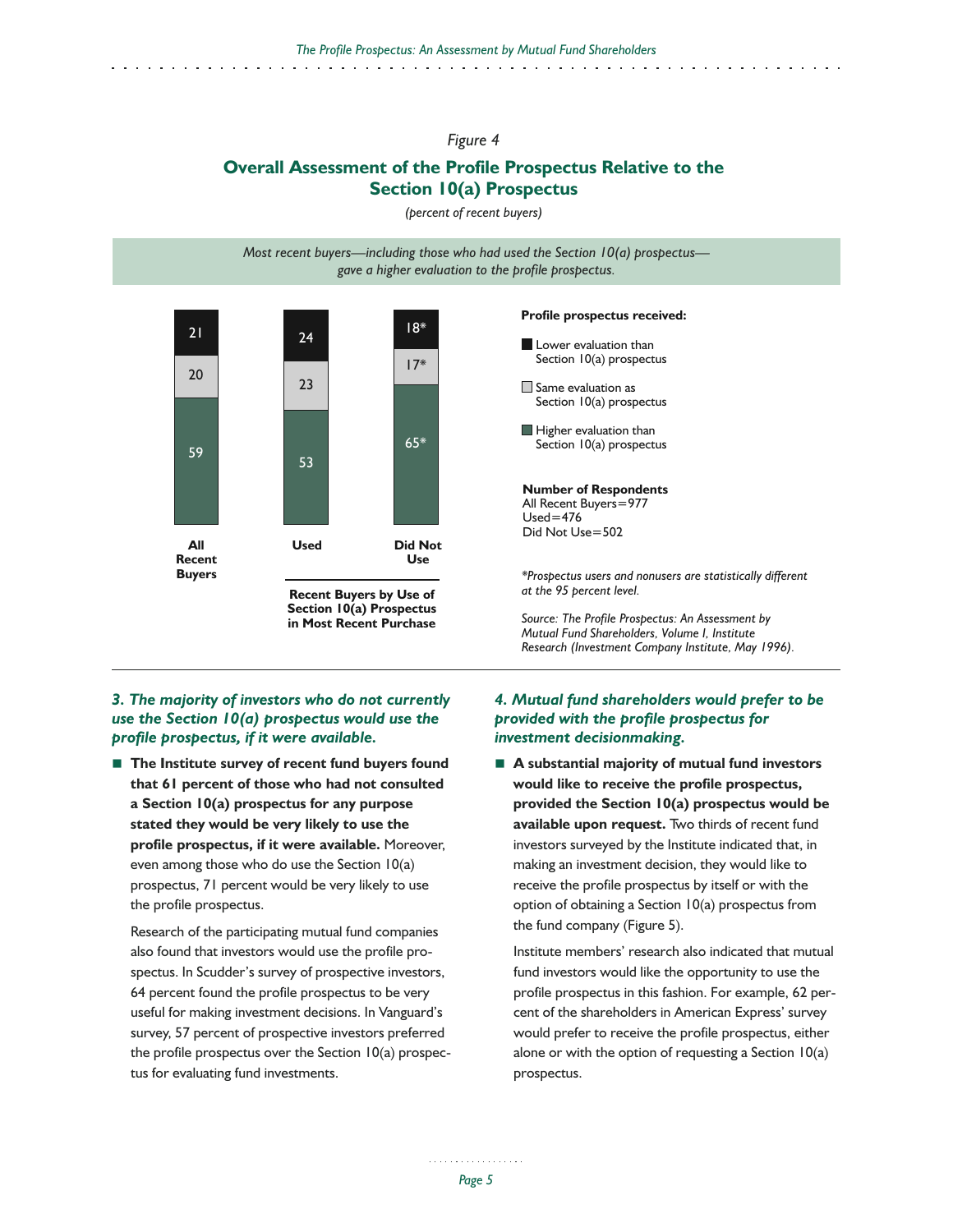*Figure 4*

## Overall Assessment of the Profile Prospectus Relative to the Section 10(a) Prospectus

*(percent of recent buyers)*

*Most recent buyers—including those who had used the Section 10(a) prospectus—gave a higher evaluation to the profile prospectus.*

| Profile prospectus received: | All Recent Buyers | Used | Did Not Use |
|---|---|---|---|
| Lower evaluation than Section 10(a) prospectus | 21 | 24 | 18* |
| Same evaluation as Section 10(a) prospectus | 20 | 23 | 17* |
| Higher evaluation than Section 10(a) prospectus | 59 | 53 | 65* |

"Used" and "Did Not Use": Recent Buyers by Use of Section 10(a) Prospectus in Most Recent Purchase

**Number of Respondents**
All Recent Buyers=977
Used=476
Did Not Use=502

*\*Prospectus users and nonusers are statistically different at the 95 percent level.*

*Source: The Profile Prospectus: An Assessment by Mutual Fund Shareholders, Volume I, Institute Research (Investment Company Institute, May 1996).*

### *3. The majority of investors who do not currently use the Section 10(a) prospectus would use the profile prospectus, if it were available.*

- **The Institute survey of recent fund buyers found that 61 percent of those who had not consulted a Section 10(a) prospectus for any purpose stated they would be very likely to use the profile prospectus, if it were available.** Moreover, even among those who do use the Section 10(a) prospectus, 71 percent would be very likely to use the profile prospectus.

  Research of the participating mutual fund companies also found that investors would use the profile prospectus. In Scudder's survey of prospective investors, 64 percent found the profile prospectus to be very useful for making investment decisions. In Vanguard's survey, 57 percent of prospective investors preferred the profile prospectus over the Section 10(a) prospectus for evaluating fund investments.

### *4. Mutual fund shareholders would prefer to be provided with the profile prospectus for investment decisionmaking.*

- **A substantial majority of mutual fund investors would like to receive the profile prospectus, provided the Section 10(a) prospectus would be available upon request.** Two thirds of recent fund investors surveyed by the Institute indicated that, in making an investment decision, they would like to receive the profile prospectus by itself or with the option of obtaining a Section 10(a) prospectus from the fund company (Figure 5).

  Institute members' research also indicated that mutual fund investors would like the opportunity to use the profile prospectus in this fashion. For example, 62 percent of the shareholders in American Express' survey would prefer to receive the profile prospectus, either alone or with the option of requesting a Section 10(a) prospectus.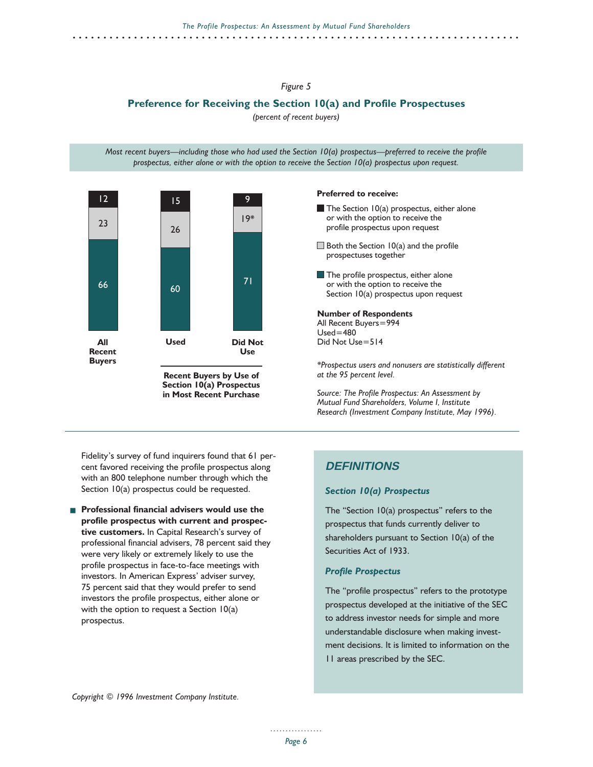*Figure 5*

**Preference for Receiving the Section 10(a) and Profile Prospectuses**

*(percent of recent buyers)*

*Most recent buyers—including those who had used the Section 10(a) prospectus—preferred to receive the profile prospectus, either alone or with the option to receive the Section 10(a) prospectus upon request.*

12
23
66
All Recent Buyers

15
26
60
Used

9
19*
71
Did Not Use

Recent Buyers by Use of Section 10(a) Prospectus in Most Recent Purchase

**Preferred to receive:**

The Section 10(a) prospectus, either alone or with the option to receive the profile prospectus upon request

Both the Section 10(a) and the profile prospectuses together

The profile prospectus, either alone or with the option to receive the Section 10(a) prospectus upon request

**Number of Respondents**
All Recent Buyers=994
Used=480
Did Not Use=514

*\*Prospectus users and nonusers are statistically different at the 95 percent level.*

*Source: The Profile Prospectus: An Assessment by Mutual Fund Shareholders, Volume I, Institute Research (Investment Company Institute, May 1996).*

---

Fidelity's survey of fund inquirers found that 61 percent favored receiving the profile prospectus along with an 800 telephone number through which the Section 10(a) prospectus could be requested.

- **Professional financial advisers would use the profile prospectus with current and prospective customers.** In Capital Research's survey of professional financial advisers, 78 percent said they were very likely or extremely likely to use the profile prospectus in face-to-face meetings with investors. In American Express' adviser survey, 75 percent said that they would prefer to send investors the profile prospectus, either alone or with the option to request a Section 10(a) prospectus.

## DEFINITIONS

### *Section 10(a) Prospectus*

The "Section 10(a) prospectus" refers to the prospectus that funds currently deliver to shareholders pursuant to Section 10(a) of the Securities Act of 1933.

### *Profile Prospectus*

The "profile prospectus" refers to the prototype prospectus developed at the initiative of the SEC to address investor needs for simple and more understandable disclosure when making investment decisions. It is limited to information on the 11 areas prescribed by the SEC.

*Copyright © 1996 Investment Company Institute.*